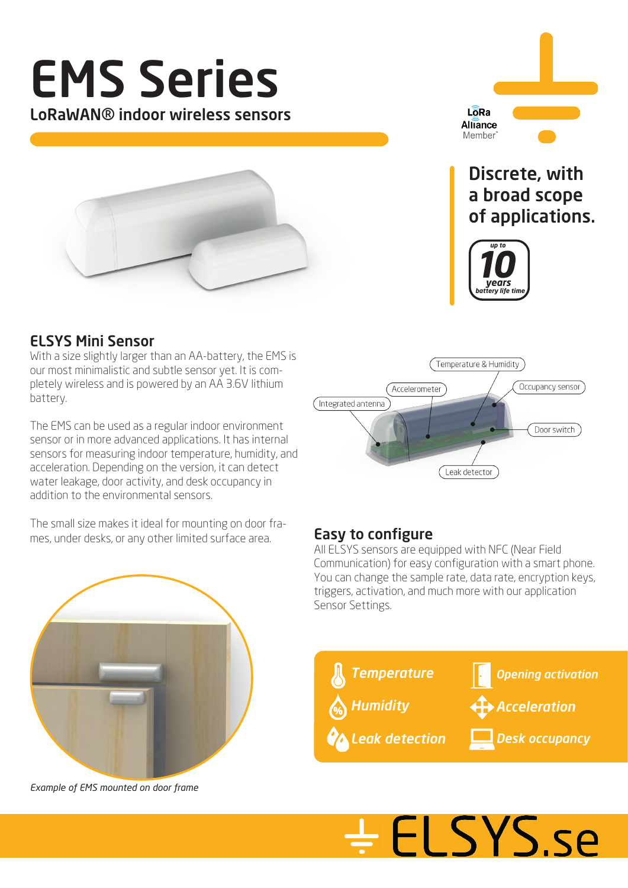# EMS Series

**LoRaWAN® indoor wireless sensors**

LoRa Alliance Member

## Discrete, with a broad scope of applications.

up to **10** years battery life time

## ELSYS Mini Sensor

With a size slightly larger than an AA-battery, the EMS is our most minimalistic and subtle sensor yet. It is completely wireless and is powered by an AA 3.6V lithium battery.

The EMS can be used as a regular indoor environment sensor or in more advanced applications. It has internal sensors for measuring indoor temperature, humidity, and acceleration. Depending on the version, it can detect water leakage, door activity, and desk occupancy in addition to the environmental sensors.

The small size makes it ideal for mounting on door frames, under desks, or any other limited surface area.

Temperature & Humidity

Accelerometer

Occupancy sensor

Integrated antenna

Door switch

Leak detector

*Example of EMS mounted on door frame*

## Easy to configure

All ELSYS sensors are equipped with NFC (Near Field Communication) for easy configuration with a smart phone. You can change the sample rate, data rate, encryption keys, triggers, activation, and much more with our application Sensor Settings.

- *Temperature*
- *Humidity*
- *Leak detection*
- *Opening activation*
- *Acceleration*
- *Desk occupancy*

ELSYS.se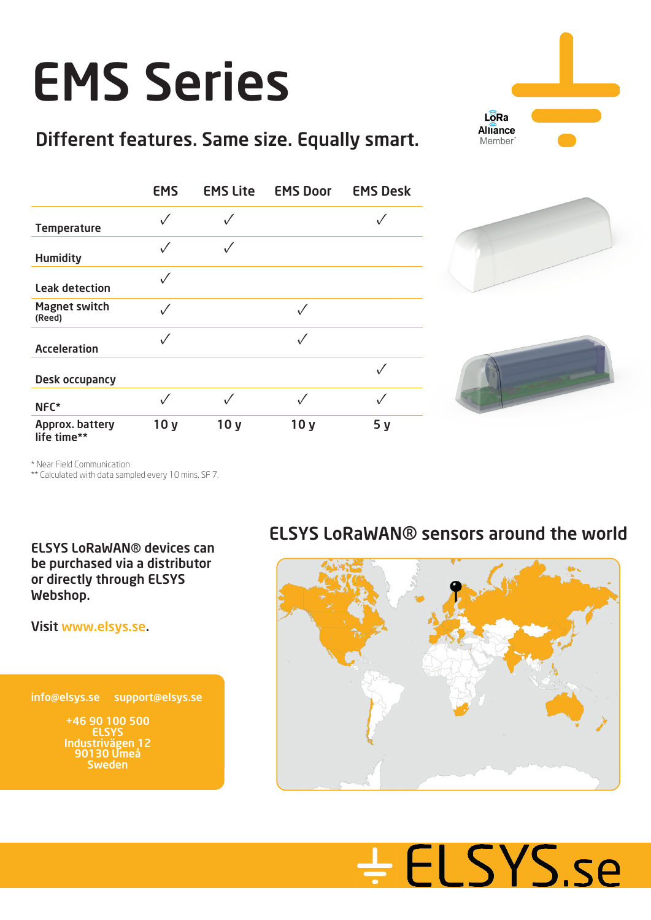# EMS Series

## Different features. Same size. Equally smart.

LoRa Alliance Member

| | EMS | EMS Lite | EMS Door | EMS Desk |
|---|---|---|---|---|
| Temperature | ✓ | ✓ | | ✓ |
| Humidity | ✓ | ✓ | | |
| Leak detection | ✓ | | | |
| Magnet switch (Reed) | ✓ | | ✓ | |
| Acceleration | ✓ | | ✓ | |
| Desk occupancy | | | | ✓ |
| NFC* | ✓ | ✓ | ✓ | ✓ |
| Approx. battery life time** | 10 y | 10 y | 10 y | 5 y |

\* Near Field Communication
\*\* Calculated with data sampled every 10 mins, SF 7.

ELSYS LoRaWAN® devices can be purchased via a distributor or directly through ELSYS Webshop.

Visit www.elsys.se.

info@elsys.se support@elsys.se

+46 90 100 500
ELSYS
Industrivägen 12
90130 Umeå
Sweden

## ELSYS LoRaWAN® sensors around the world

ELSYS.se